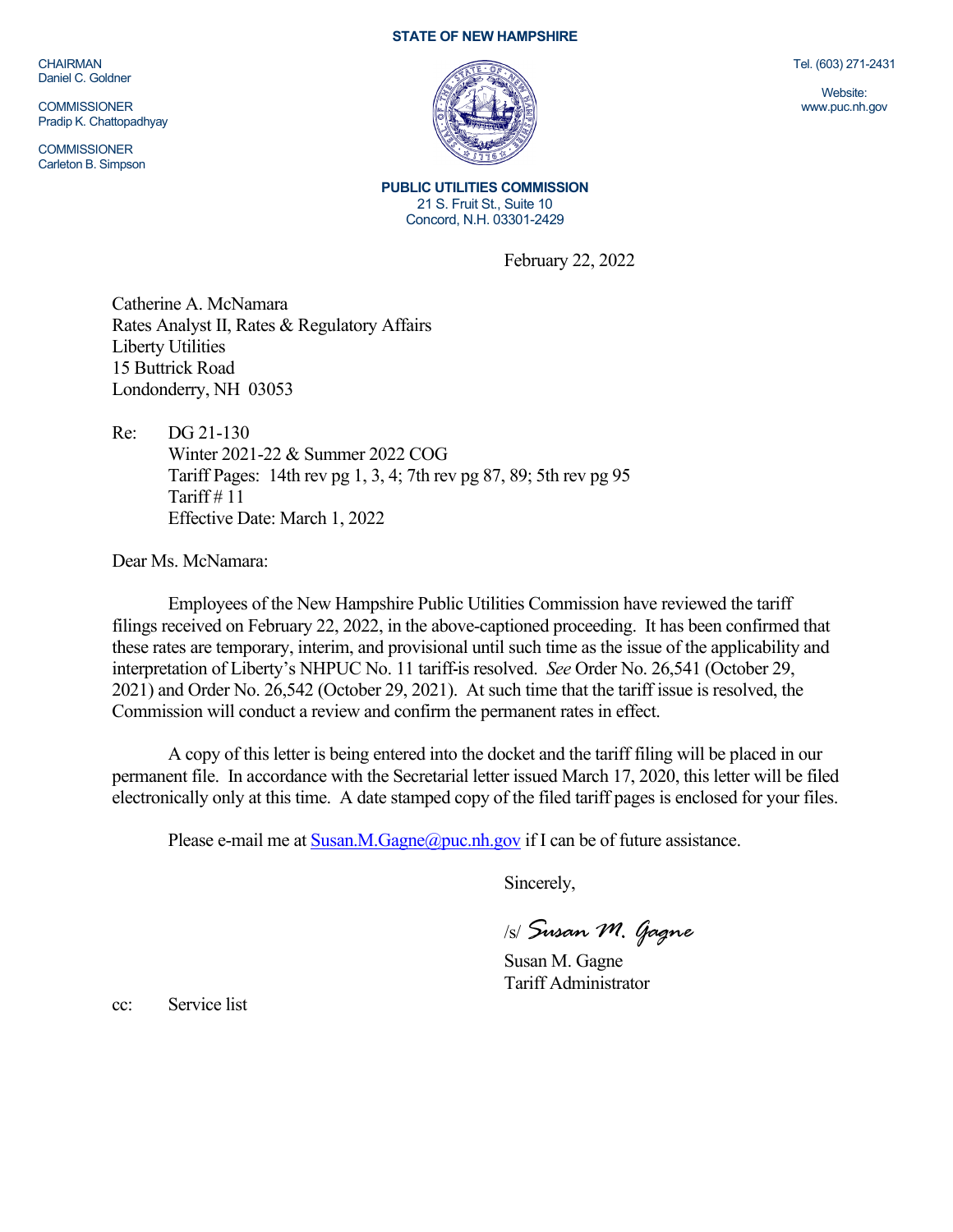**STATE OF NEW HAMPSHIRE**

CHAIRMAN
Daniel C. Goldner

COMMISSIONER
Pradip K. Chattopadhyay

COMMISSIONER
Carleton B. Simpson

Tel. (603) 271-2431

Website:
www.puc.nh.gov

**PUBLIC UTILITIES COMMISSION**
21 S. Fruit St., Suite 10
Concord, N.H. 03301-2429

February 22, 2022

Catherine A. McNamara
Rates Analyst II, Rates & Regulatory Affairs
Liberty Utilities
15 Buttrick Road
Londonderry, NH 03053

Re: DG 21-130
Winter 2021-22 & Summer 2022 COG
Tariff Pages: 14th rev pg 1, 3, 4; 7th rev pg 87, 89; 5th rev pg 95
Tariff # 11
Effective Date: March 1, 2022

Dear Ms. McNamara:

Employees of the New Hampshire Public Utilities Commission have reviewed the tariff filings received on February 22, 2022, in the above-captioned proceeding. It has been confirmed that these rates are temporary, interim, and provisional until such time as the issue of the applicability and interpretation of Liberty's NHPUC No. 11 tariff-is resolved. *See* Order No. 26,541 (October 29, 2021) and Order No. 26,542 (October 29, 2021). At such time that the tariff issue is resolved, the Commission will conduct a review and confirm the permanent rates in effect.

A copy of this letter is being entered into the docket and the tariff filing will be placed in our permanent file. In accordance with the Secretarial letter issued March 17, 2020, this letter will be filed electronically only at this time. A date stamped copy of the filed tariff pages is enclosed for your files.

Please e-mail me at Susan.M.Gagne@puc.nh.gov if I can be of future assistance.

Sincerely,

/s/ *Susan M. Gagne*

Susan M. Gagne
Tariff Administrator

cc: Service list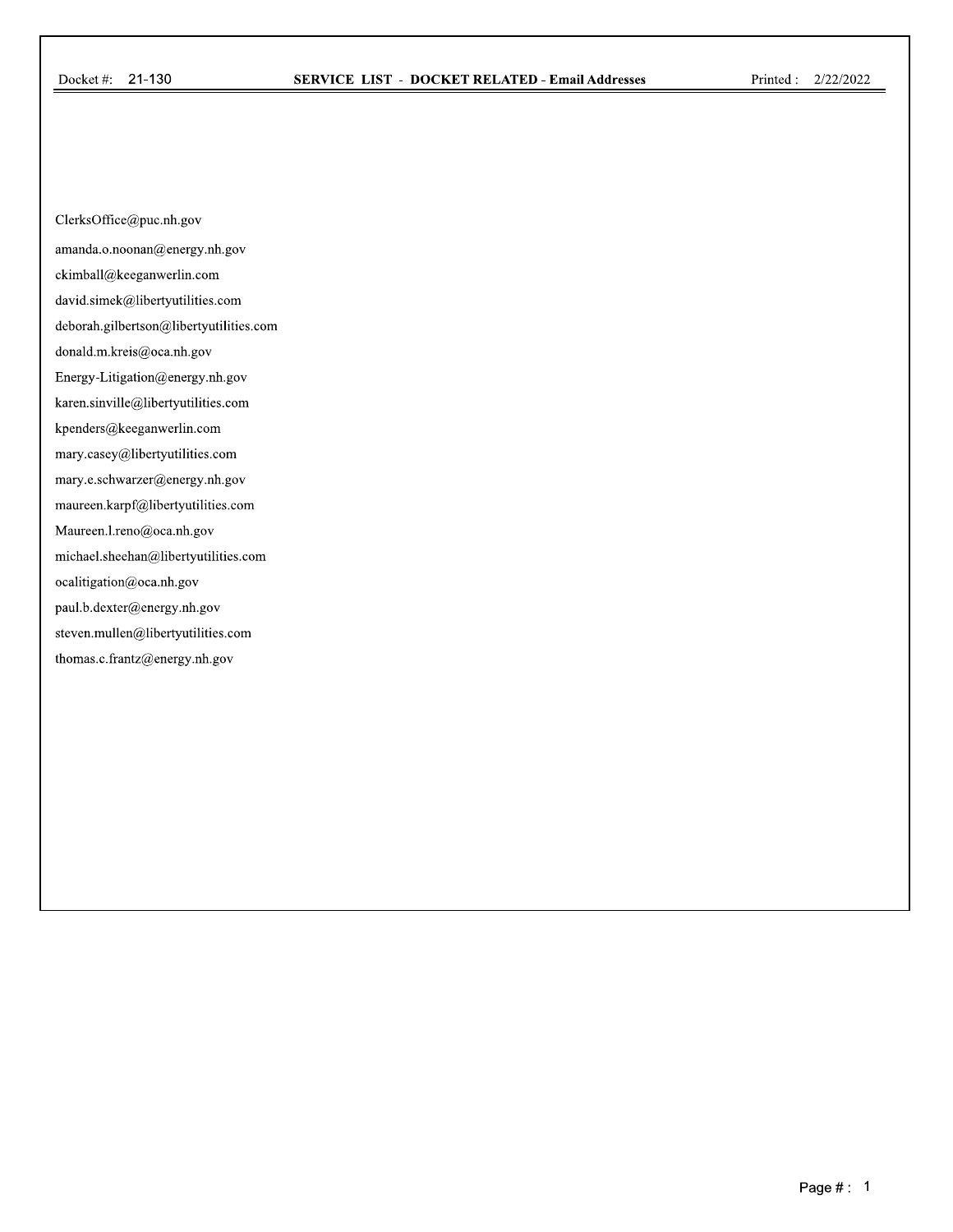Docket #: 21-130 **SERVICE LIST - DOCKET RELATED - Email Addresses** Printed: 2/22/2022

ClerksOffice@puc.nh.gov

amanda.o.noonan@energy.nh.gov

ckimball@keeganwerlin.com

david.simek@libertyutilities.com

deborah.gilbertson@libertyutilities.com

donald.m.kreis@oca.nh.gov

Energy-Litigation@energy.nh.gov

karen.sinville@libertyutilities.com

kpenders@keeganwerlin.com

mary.casey@libertyutilities.com

mary.e.schwarzer@energy.nh.gov

maureen.karpf@libertyutilities.com

Maureen.l.reno@oca.nh.gov

michael.sheehan@libertyutilities.com

ocalitigation@oca.nh.gov

paul.b.dexter@energy.nh.gov

steven.mullen@libertyutilities.com

thomas.c.frantz@energy.nh.gov